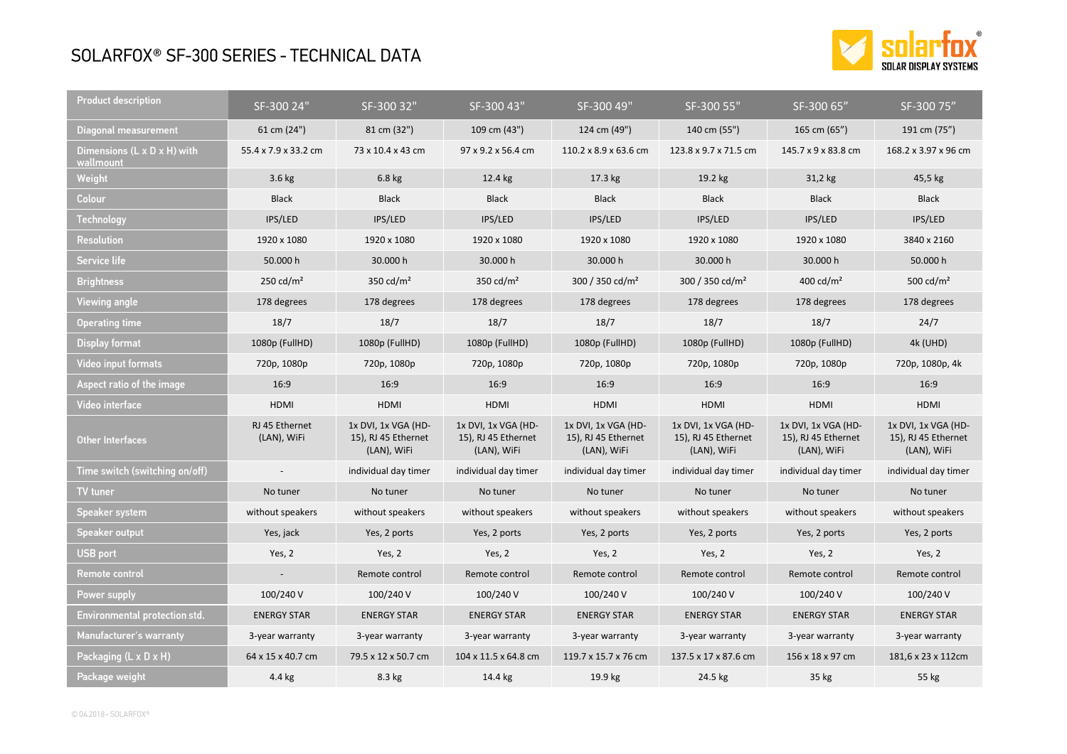# SOLARFOX® SF-300 SERIES - TECHNICAL DATA

| Product description | SF-300 24" | SF-300 32" | SF-300 43" | SF-300 49" | SF-300 55" | SF-300 65" | SF-300 75" |
|---|---|---|---|---|---|---|---|
| Diagonal measurement | 61 cm (24") | 81 cm (32") | 109 cm (43") | 124 cm (49") | 140 cm (55") | 165 cm (65") | 191 cm (75") |
| Dimensions (L x D x H) with wallmount | 55.4 x 7.9 x 33.2 cm | 73 x 10.4 x 43 cm | 97 x 9.2 x 56.4 cm | 110.2 x 8.9 x 63.6 cm | 123.8 x 9.7 x 71.5 cm | 145.7 x 9 x 83.8 cm | 168.2 x 3.97 x 96 cm |
| Weight | 3.6 kg | 6.8 kg | 12.4 kg | 17.3 kg | 19.2 kg | 31,2 kg | 45,5 kg |
| Colour | Black | Black | Black | Black | Black | Black | Black |
| Technology | IPS/LED | IPS/LED | IPS/LED | IPS/LED | IPS/LED | IPS/LED | IPS/LED |
| Resolution | 1920 x 1080 | 1920 x 1080 | 1920 x 1080 | 1920 x 1080 | 1920 x 1080 | 1920 x 1080 | 3840 x 2160 |
| Service life | 50.000 h | 30.000 h | 30.000 h | 30.000 h | 30.000 h | 30.000 h | 50.000 h |
| Brightness | 250 cd/m² | 350 cd/m² | 350 cd/m² | 300 / 350 cd/m² | 300 / 350 cd/m² | 400 cd/m² | 500 cd/m² |
| Viewing angle | 178 degrees | 178 degrees | 178 degrees | 178 degrees | 178 degrees | 178 degrees | 178 degrees |
| Operating time | 18/7 | 18/7 | 18/7 | 18/7 | 18/7 | 18/7 | 24/7 |
| Display format | 1080p (FullHD) | 1080p (FullHD) | 1080p (FullHD) | 1080p (FullHD) | 1080p (FullHD) | 1080p (FullHD) | 4k (UHD) |
| Video input formats | 720p, 1080p | 720p, 1080p | 720p, 1080p | 720p, 1080p | 720p, 1080p | 720p, 1080p | 720p, 1080p, 4k |
| Aspect ratio of the image | 16:9 | 16:9 | 16:9 | 16:9 | 16:9 | 16:9 | 16:9 |
| Video interface | HDMI | HDMI | HDMI | HDMI | HDMI | HDMI | HDMI |
| Other Interfaces | RJ 45 Ethernet (LAN), WiFi | 1x DVI, 1x VGA (HD-15), RJ 45 Ethernet (LAN), WiFi | 1x DVI, 1x VGA (HD-15), RJ 45 Ethernet (LAN), WiFi | 1x DVI, 1x VGA (HD-15), RJ 45 Ethernet (LAN), WiFi | 1x DVI, 1x VGA (HD-15), RJ 45 Ethernet (LAN), WiFi | 1x DVI, 1x VGA (HD-15), RJ 45 Ethernet (LAN), WiFi | 1x DVI, 1x VGA (HD-15), RJ 45 Ethernet (LAN), WiFi |
| Time switch (switching on/off) | - | individual day timer | individual day timer | individual day timer | individual day timer | individual day timer | individual day timer |
| TV tuner | No tuner | No tuner | No tuner | No tuner | No tuner | No tuner | No tuner |
| Speaker system | without speakers | without speakers | without speakers | without speakers | without speakers | without speakers | without speakers |
| Speaker output | Yes, jack | Yes, 2 ports | Yes, 2 ports | Yes, 2 ports | Yes, 2 ports | Yes, 2 ports | Yes, 2 ports |
| USB port | Yes, 2 | Yes, 2 | Yes, 2 | Yes, 2 | Yes, 2 | Yes, 2 | Yes, 2 |
| Remote control | - | Remote control | Remote control | Remote control | Remote control | Remote control | Remote control |
| Power supply | 100/240 V | 100/240 V | 100/240 V | 100/240 V | 100/240 V | 100/240 V | 100/240 V |
| Environmental protection std. | ENERGY STAR | ENERGY STAR | ENERGY STAR | ENERGY STAR | ENERGY STAR | ENERGY STAR | ENERGY STAR |
| Manufacturer's warranty | 3-year warranty | 3-year warranty | 3-year warranty | 3-year warranty | 3-year warranty | 3-year warranty | 3-year warranty |
| Packaging (L x D x H) | 64 x 15 x 40.7 cm | 79.5 x 12 x 50.7 cm | 104 x 11.5 x 64.8 cm | 119.7 x 15.7 x 76 cm | 137.5 x 17 x 87.6 cm | 156 x 18 x 97 cm | 181,6 x 23 x 112cm |
| Package weight | 4.4 kg | 8.3 kg | 14.4 kg | 19.9 kg | 24.5 kg | 35 kg | 55 kg |

© 04.2018 - SOLARFOX®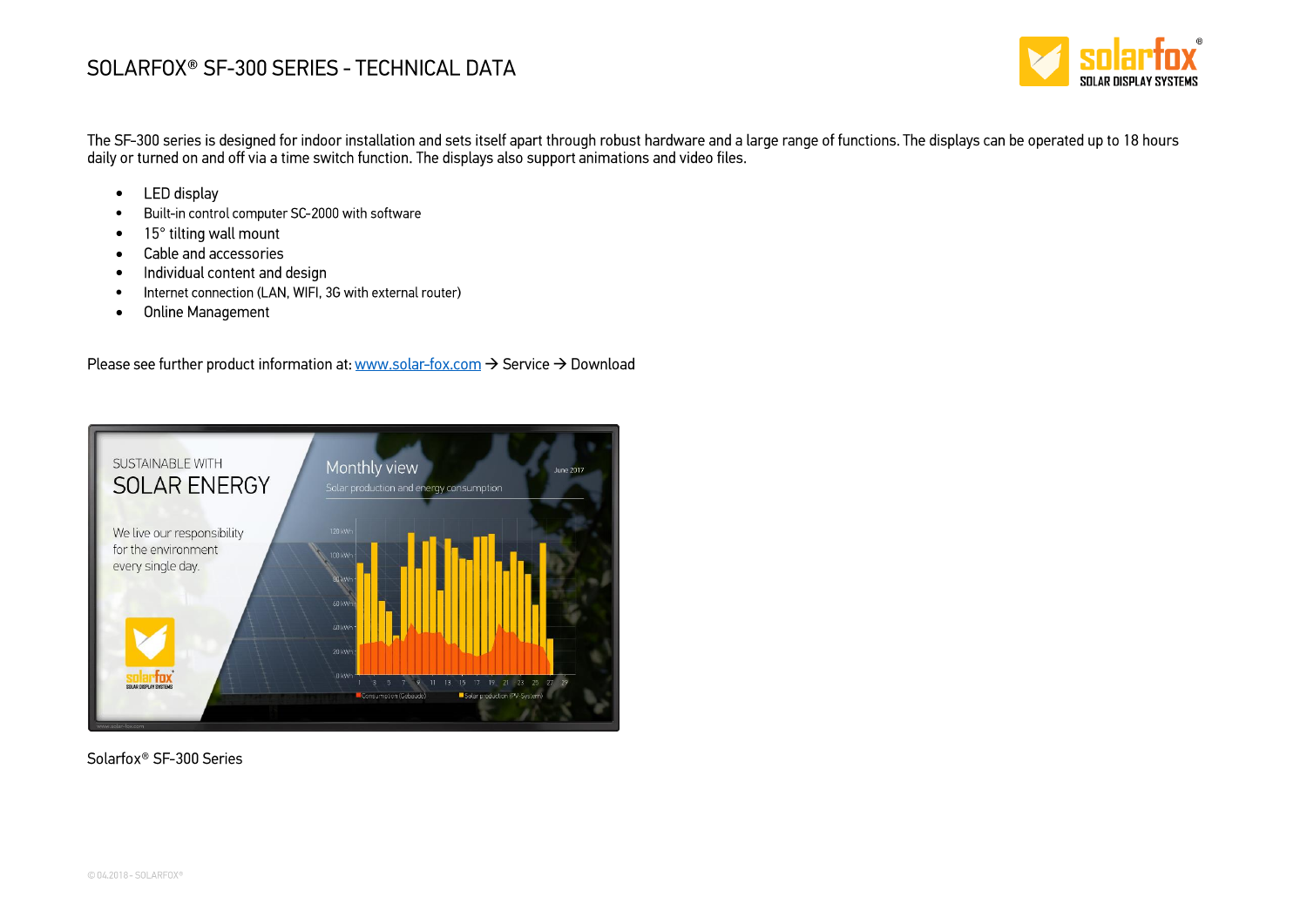# SOLARFOX® SF-300 SERIES - TECHNICAL DATA

The SF-300 series is designed for indoor installation and sets itself apart through robust hardware and a large range of functions. The displays can be operated up to 18 hours daily or turned on and off via a time switch function. The displays also support animations and video files.

- LED display
- Built-in control computer SC-2000 with software
- 15° tilting wall mount
- Cable and accessories
- Individual content and design
- Internet connection (LAN, WIFI, 3G with external router)
- Online Management

Please see further product information at: [www.solar-fox.com](http://www.solar-fox.com) → Service → Download

Solarfox® SF-300 Series

© 04.2018 - SOLARFOX®